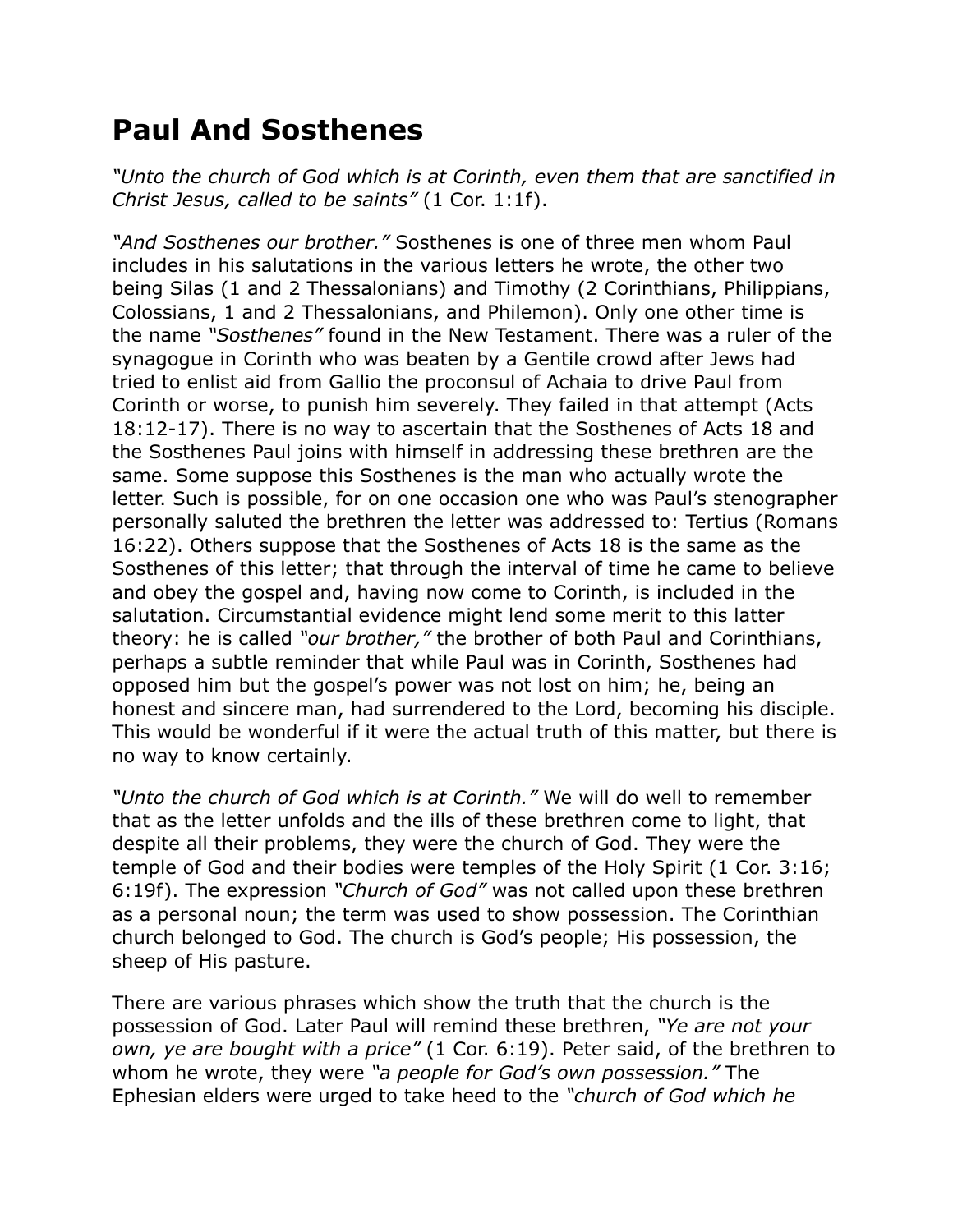# Paul And Sosthenes

*"Unto the church of God which is at Corinth, even them that are sanctified in Christ Jesus, called to be saints"* (1 Cor. 1:1f).

*"And Sosthenes our brother."* Sosthenes is one of three men whom Paul includes in his salutations in the various letters he wrote, the other two being Silas (1 and 2 Thessalonians) and Timothy (2 Corinthians, Philippians, Colossians, 1 and 2 Thessalonians, and Philemon). Only one other time is the name *"Sosthenes"* found in the New Testament. There was a ruler of the synagogue in Corinth who was beaten by a Gentile crowd after Jews had tried to enlist aid from Gallio the proconsul of Achaia to drive Paul from Corinth or worse, to punish him severely. They failed in that attempt (Acts 18:12-17). There is no way to ascertain that the Sosthenes of Acts 18 and the Sosthenes Paul joins with himself in addressing these brethren are the same. Some suppose this Sosthenes is the man who actually wrote the letter. Such is possible, for on one occasion one who was Paul's stenographer personally saluted the brethren the letter was addressed to: Tertius (Romans 16:22). Others suppose that the Sosthenes of Acts 18 is the same as the Sosthenes of this letter; that through the interval of time he came to believe and obey the gospel and, having now come to Corinth, is included in the salutation. Circumstantial evidence might lend some merit to this latter theory: he is called *"our brother,"* the brother of both Paul and Corinthians, perhaps a subtle reminder that while Paul was in Corinth, Sosthenes had opposed him but the gospel's power was not lost on him; he, being an honest and sincere man, had surrendered to the Lord, becoming his disciple. This would be wonderful if it were the actual truth of this matter, but there is no way to know certainly.

*"Unto the church of God which is at Corinth."* We will do well to remember that as the letter unfolds and the ills of these brethren come to light, that despite all their problems, they were the church of God. They were the temple of God and their bodies were temples of the Holy Spirit (1 Cor. 3:16; 6:19f). The expression *"Church of God"* was not called upon these brethren as a personal noun; the term was used to show possession. The Corinthian church belonged to God. The church is God's people; His possession, the sheep of His pasture.

There are various phrases which show the truth that the church is the possession of God. Later Paul will remind these brethren, *"Ye are not your own, ye are bought with a price"* (1 Cor. 6:19). Peter said, of the brethren to whom he wrote, they were *"a people for God's own possession."* The Ephesian elders were urged to take heed to the *"church of God which he*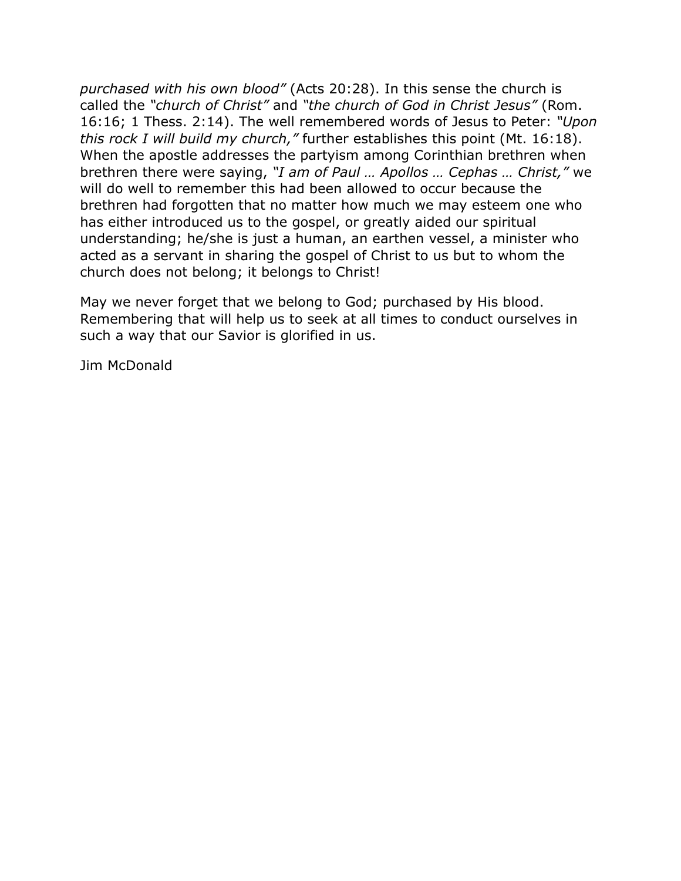*purchased with his own blood"* (Acts 20:28). In this sense the church is called the *"church of Christ"* and *"the church of God in Christ Jesus"* (Rom. 16:16; 1 Thess. 2:14). The well remembered words of Jesus to Peter: *"Upon this rock I will build my church,"* further establishes this point (Mt. 16:18). When the apostle addresses the partyism among Corinthian brethren when brethren there were saying, *"I am of Paul … Apollos … Cephas … Christ,"* we will do well to remember this had been allowed to occur because the brethren had forgotten that no matter how much we may esteem one who has either introduced us to the gospel, or greatly aided our spiritual understanding; he/she is just a human, an earthen vessel, a minister who acted as a servant in sharing the gospel of Christ to us but to whom the church does not belong; it belongs to Christ!

May we never forget that we belong to God; purchased by His blood. Remembering that will help us to seek at all times to conduct ourselves in such a way that our Savior is glorified in us.

Jim McDonald